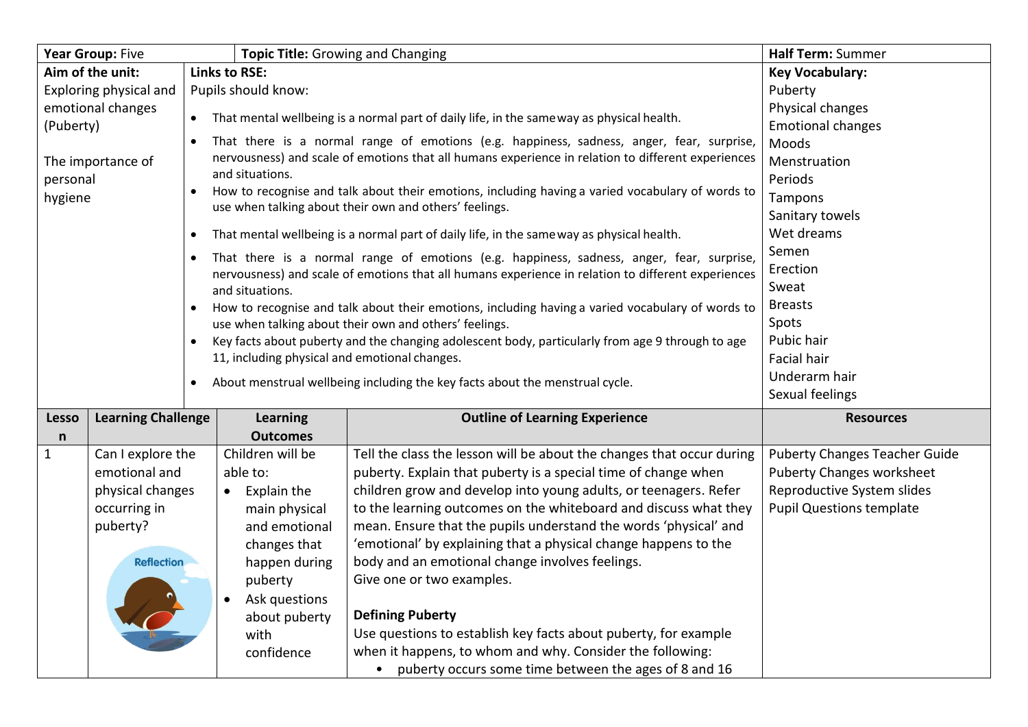| **Year Group:** Five | | **Topic Title:** Growing and Changing | | | **Half Term:** Summer |
|---|---|---|---|---|---|
| **Aim of the unit:**<br>Exploring physical and emotional changes (Puberty)<br><br>The importance of personal hygiene | **Links to RSE:**<br>Pupils should know:<br>• That mental wellbeing is a normal part of daily life, in the same way as physical health.<br>• That there is a normal range of emotions (e.g. happiness, sadness, anger, fear, surprise, nervousness) and scale of emotions that all humans experience in relation to different experiences and situations.<br>• How to recognise and talk about their emotions, including having a varied vocabulary of words to use when talking about their own and others' feelings.<br>• That mental wellbeing is a normal part of daily life, in the same way as physical health.<br>• That there is a normal range of emotions (e.g. happiness, sadness, anger, fear, surprise, nervousness) and scale of emotions that all humans experience in relation to different experiences and situations.<br>• How to recognise and talk about their emotions, including having a varied vocabulary of words to use when talking about their own and others' feelings.<br>• Key facts about puberty and the changing adolescent body, particularly from age 9 through to age 11, including physical and emotional changes.<br>• About menstrual wellbeing including the key facts about the menstrual cycle. | | | | **Key Vocabulary:**<br>Puberty<br>Physical changes<br>Emotional changes<br>Moods<br>Menstruation<br>Periods<br>Tampons<br>Sanitary towels<br>Wet dreams<br>Semen<br>Erection<br>Sweat<br>Breasts<br>Spots<br>Pubic hair<br>Facial hair<br>Underarm hair<br>Sexual feelings |
| **Lesson** | **Learning Challenge** | | **Learning Outcomes** | **Outline of Learning Experience** | **Resources** |
| 1 | Can I explore the emotional and physical changes occurring in puberty?<br><br>Reflection | | Children will be able to:<br>• Explain the main physical and emotional changes that happen during puberty<br>• Ask questions about puberty with confidence | Tell the class the lesson will be about the changes that occur during puberty. Explain that puberty is a special time of change when children grow and develop into young adults, or teenagers. Refer to the learning outcomes on the whiteboard and discuss what they mean. Ensure that the pupils understand the words 'physical' and 'emotional' by explaining that a physical change happens to the body and an emotional change involves feelings.<br>Give one or two examples.<br><br>**Defining Puberty**<br>Use questions to establish key facts about puberty, for example when it happens, to whom and why. Consider the following:<br>• puberty occurs some time between the ages of 8 and 16 | Puberty Changes Teacher Guide<br>Puberty Changes worksheet<br>Reproductive System slides<br>Pupil Questions template |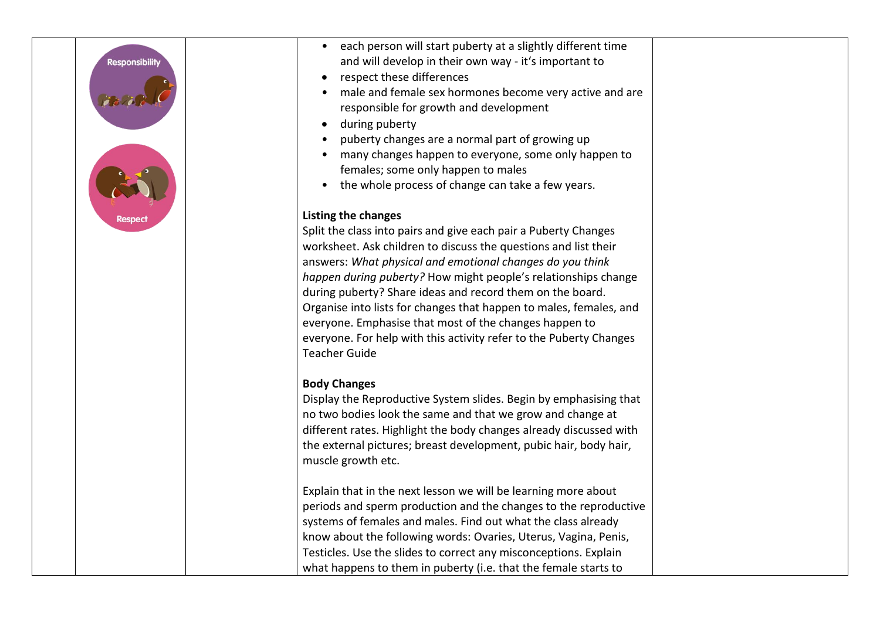| | | | | |
|---|---|---|---|---|
| | Responsibility<br><br>Respect | | • each person will start puberty at a slightly different time and will develop in their own way - it's important to<br>• respect these differences<br>• male and female sex hormones become very active and are responsible for growth and development<br>• during puberty<br>• puberty changes are a normal part of growing up<br>• many changes happen to everyone, some only happen to females; some only happen to males<br>• the whole process of change can take a few years.<br><br>**Listing the changes**<br>Split the class into pairs and give each pair a Puberty Changes worksheet. Ask children to discuss the questions and list their answers: *What physical and emotional changes do you think happen during puberty?* How might people's relationships change during puberty? Share ideas and record them on the board. Organise into lists for changes that happen to males, females, and everyone. Emphasise that most of the changes happen to everyone. For help with this activity refer to the Puberty Changes Teacher Guide<br><br>**Body Changes**<br>Display the Reproductive System slides. Begin by emphasising that no two bodies look the same and that we grow and change at different rates. Highlight the body changes already discussed with the external pictures; breast development, pubic hair, body hair, muscle growth etc.<br><br>Explain that in the next lesson we will be learning more about periods and sperm production and the changes to the reproductive systems of females and males. Find out what the class already know about the following words: Ovaries, Uterus, Vagina, Penis, Testicles. Use the slides to correct any misconceptions. Explain what happens to them in puberty (i.e. that the female starts to | |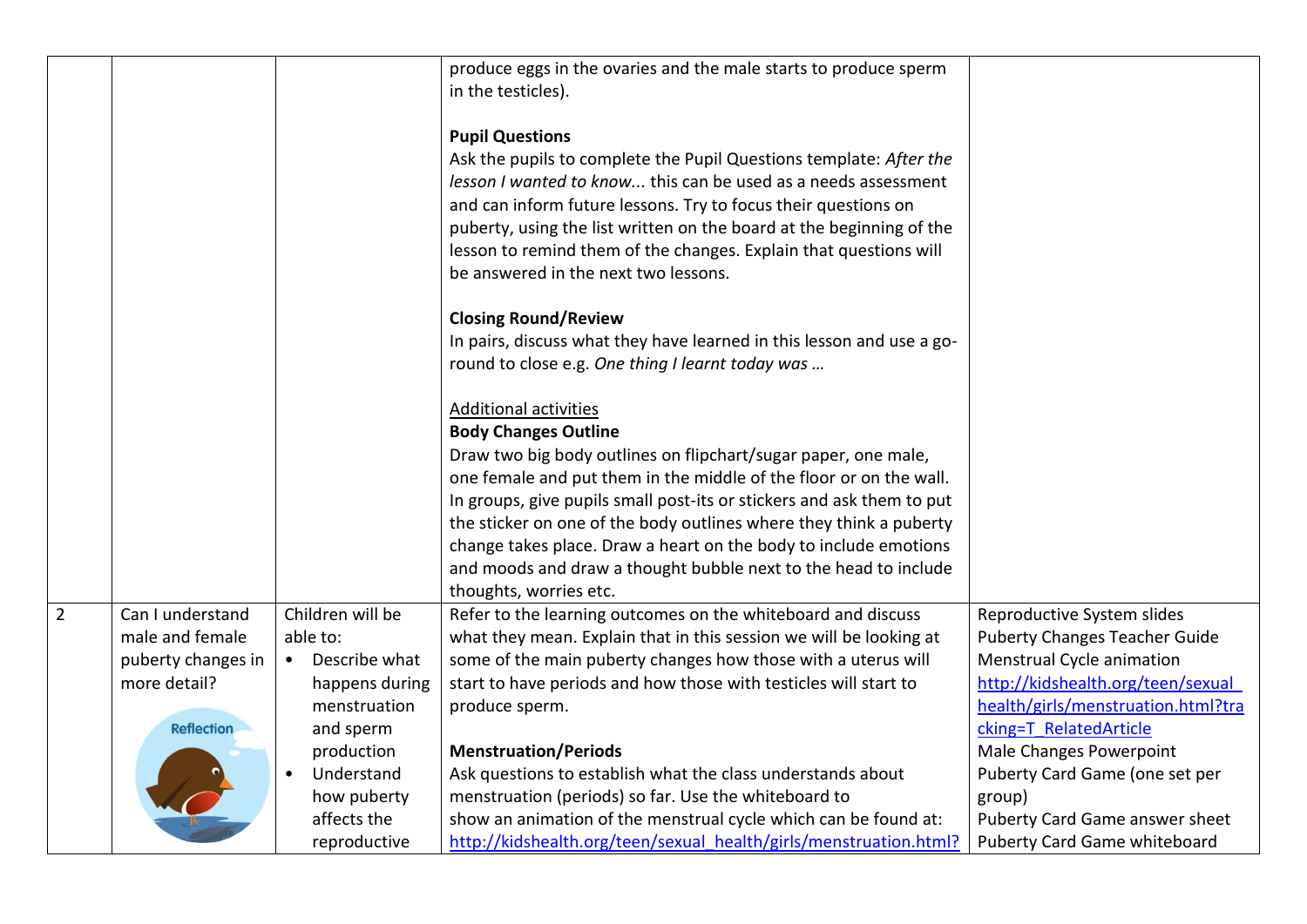| | | | | |
|---|---|---|---|---|
| | | | produce eggs in the ovaries and the male starts to produce sperm in the testicles).<br><br>**Pupil Questions**<br>Ask the pupils to complete the Pupil Questions template: *After the lesson I wanted to know...* this can be used as a needs assessment and can inform future lessons. Try to focus their questions on puberty, using the list written on the board at the beginning of the lesson to remind them of the changes. Explain that questions will be answered in the next two lessons.<br><br>**Closing Round/Review**<br>In pairs, discuss what they have learned in this lesson and use a go-round to close e.g. *One thing I learnt today was …*<br><br>Additional activities<br>**Body Changes Outline**<br>Draw two big body outlines on flipchart/sugar paper, one male, one female and put them in the middle of the floor or on the wall. In groups, give pupils small post-its or stickers and ask them to put the sticker on one of the body outlines where they think a puberty change takes place. Draw a heart on the body to include emotions and moods and draw a thought bubble next to the head to include thoughts, worries etc. | |
| 2 | Can I understand male and female puberty changes in more detail?<br><br>Reflection | Children will be able to:<br>• Describe what happens during menstruation and sperm production<br>• Understand how puberty affects the reproductive | Refer to the learning outcomes on the whiteboard and discuss what they mean. Explain that in this session we will be looking at some of the main puberty changes how those with a uterus will start to have periods and how those with testicles will start to produce sperm.<br><br>**Menstruation/Periods**<br>Ask questions to establish what the class understands about menstruation (periods) so far. Use the whiteboard to show an animation of the menstrual cycle which can be found at: http://kidshealth.org/teen/sexual_health/girls/menstruation.html? | Reproductive System slides<br>Puberty Changes Teacher Guide<br>Menstrual Cycle animation<br>http://kidshealth.org/teen/sexual_health/girls/menstruation.html?tracking=T_RelatedArticle<br>Male Changes Powerpoint<br>Puberty Card Game (one set per group)<br>Puberty Card Game answer sheet<br>Puberty Card Game whiteboard |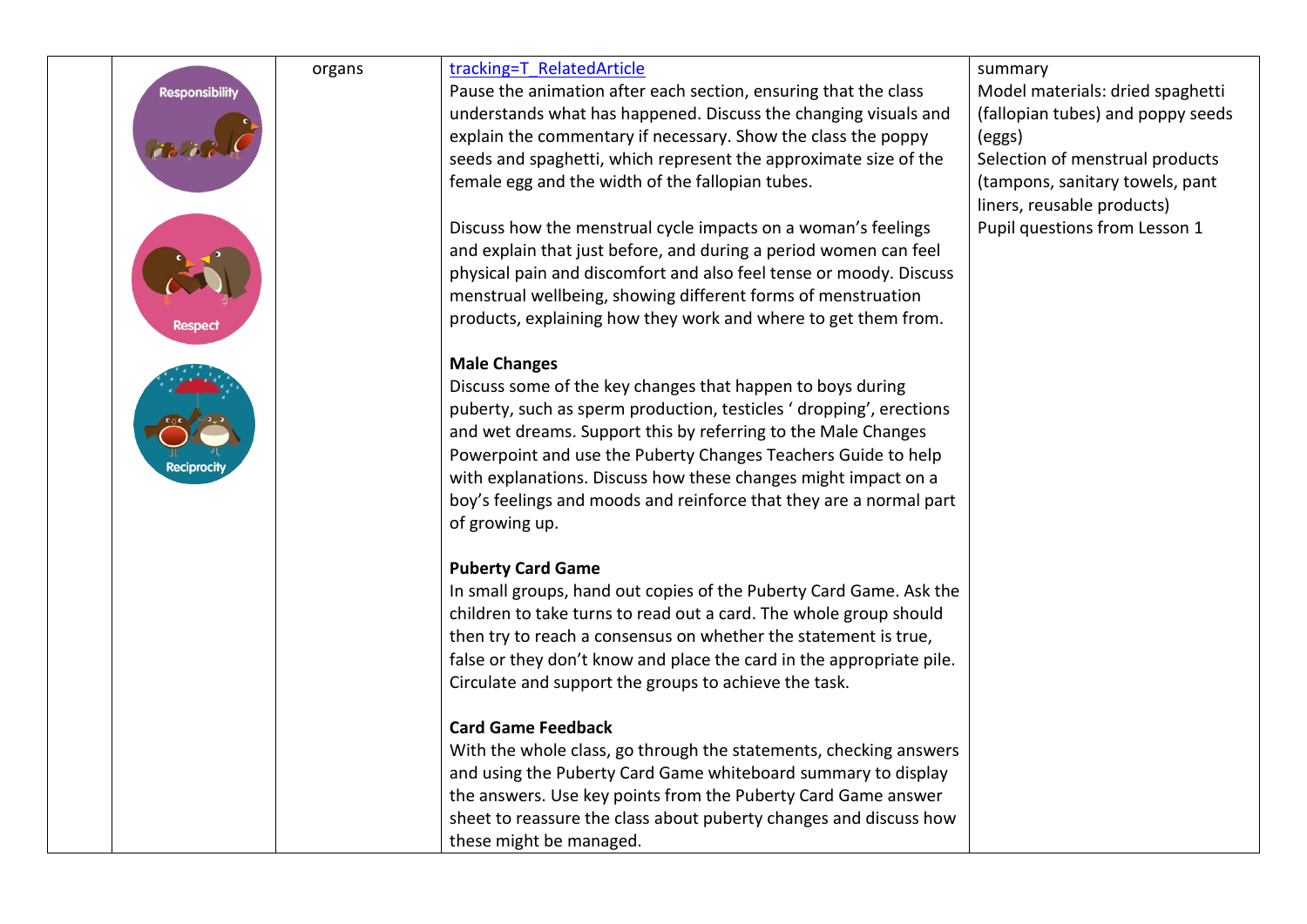| | | | | |
|---|---|---|---|---|
| | Responsibility<br><br>Respect<br><br>Reciprocity | organs | tracking=T_RelatedArticle<br>Pause the animation after each section, ensuring that the class understands what has happened. Discuss the changing visuals and explain the commentary if necessary. Show the class the poppy seeds and spaghetti, which represent the approximate size of the female egg and the width of the fallopian tubes.<br><br>Discuss how the menstrual cycle impacts on a woman's feelings and explain that just before, and during a period women can feel physical pain and discomfort and also feel tense or moody. Discuss menstrual wellbeing, showing different forms of menstruation products, explaining how they work and where to get them from.<br><br>**Male Changes**<br>Discuss some of the key changes that happen to boys during puberty, such as sperm production, testicles ' dropping', erections and wet dreams. Support this by referring to the Male Changes Powerpoint and use the Puberty Changes Teachers Guide to help with explanations. Discuss how these changes might impact on a boy's feelings and moods and reinforce that they are a normal part of growing up.<br><br>**Puberty Card Game**<br>In small groups, hand out copies of the Puberty Card Game. Ask the children to take turns to read out a card. The whole group should then try to reach a consensus on whether the statement is true, false or they don't know and place the card in the appropriate pile. Circulate and support the groups to achieve the task.<br><br>**Card Game Feedback**<br>With the whole class, go through the statements, checking answers and using the Puberty Card Game whiteboard summary to display the answers. Use key points from the Puberty Card Game answer sheet to reassure the class about puberty changes and discuss how these might be managed. | summary<br>Model materials: dried spaghetti (fallopian tubes) and poppy seeds (eggs)<br>Selection of menstrual products (tampons, sanitary towels, pant liners, reusable products)<br>Pupil questions from Lesson 1 |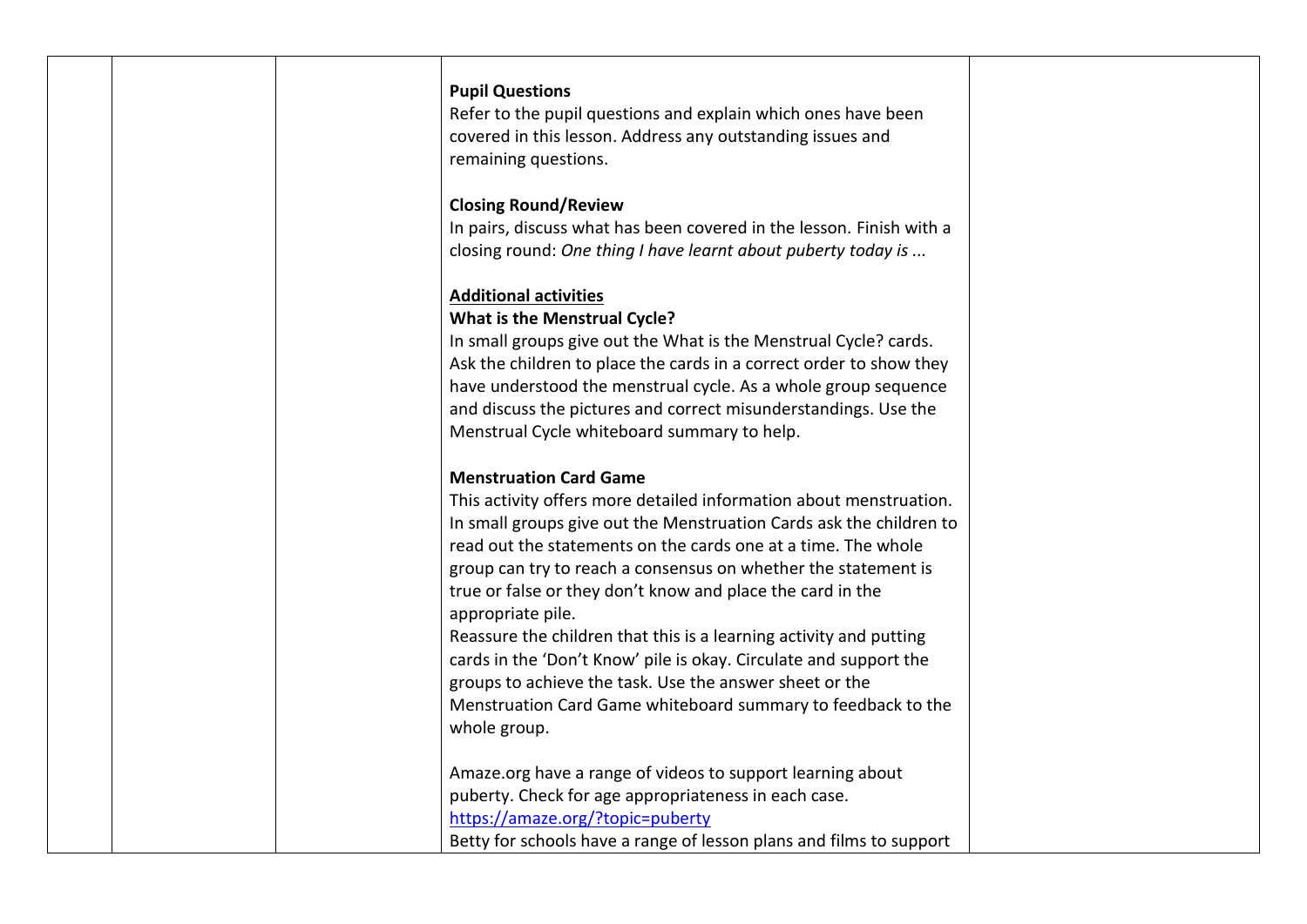| | | | | |
|---|---|---|---|---|
| | | | **Pupil Questions**<br>Refer to the pupil questions and explain which ones have been covered in this lesson. Address any outstanding issues and remaining questions.<br><br>**Closing Round/Review**<br>In pairs, discuss what has been covered in the lesson. Finish with a closing round: *One thing I have learnt about puberty today is ...*<br><br>**<u>Additional activities</u>**<br>**What is the Menstrual Cycle?**<br>In small groups give out the What is the Menstrual Cycle? cards. Ask the children to place the cards in a correct order to show they have understood the menstrual cycle. As a whole group sequence and discuss the pictures and correct misunderstandings. Use the Menstrual Cycle whiteboard summary to help.<br><br>**Menstruation Card Game**<br>This activity offers more detailed information about menstruation. In small groups give out the Menstruation Cards ask the children to read out the statements on the cards one at a time. The whole group can try to reach a consensus on whether the statement is true or false or they don't know and place the card in the appropriate pile.<br>Reassure the children that this is a learning activity and putting cards in the 'Don't Know' pile is okay. Circulate and support the groups to achieve the task. Use the answer sheet or the Menstruation Card Game whiteboard summary to feedback to the whole group.<br><br>Amaze.org have a range of videos to support learning about puberty. Check for age appropriateness in each case.<br>[https://amaze.org/?topic=puberty](https://amaze.org/?topic=puberty)<br>Betty for schools have a range of lesson plans and films to support | |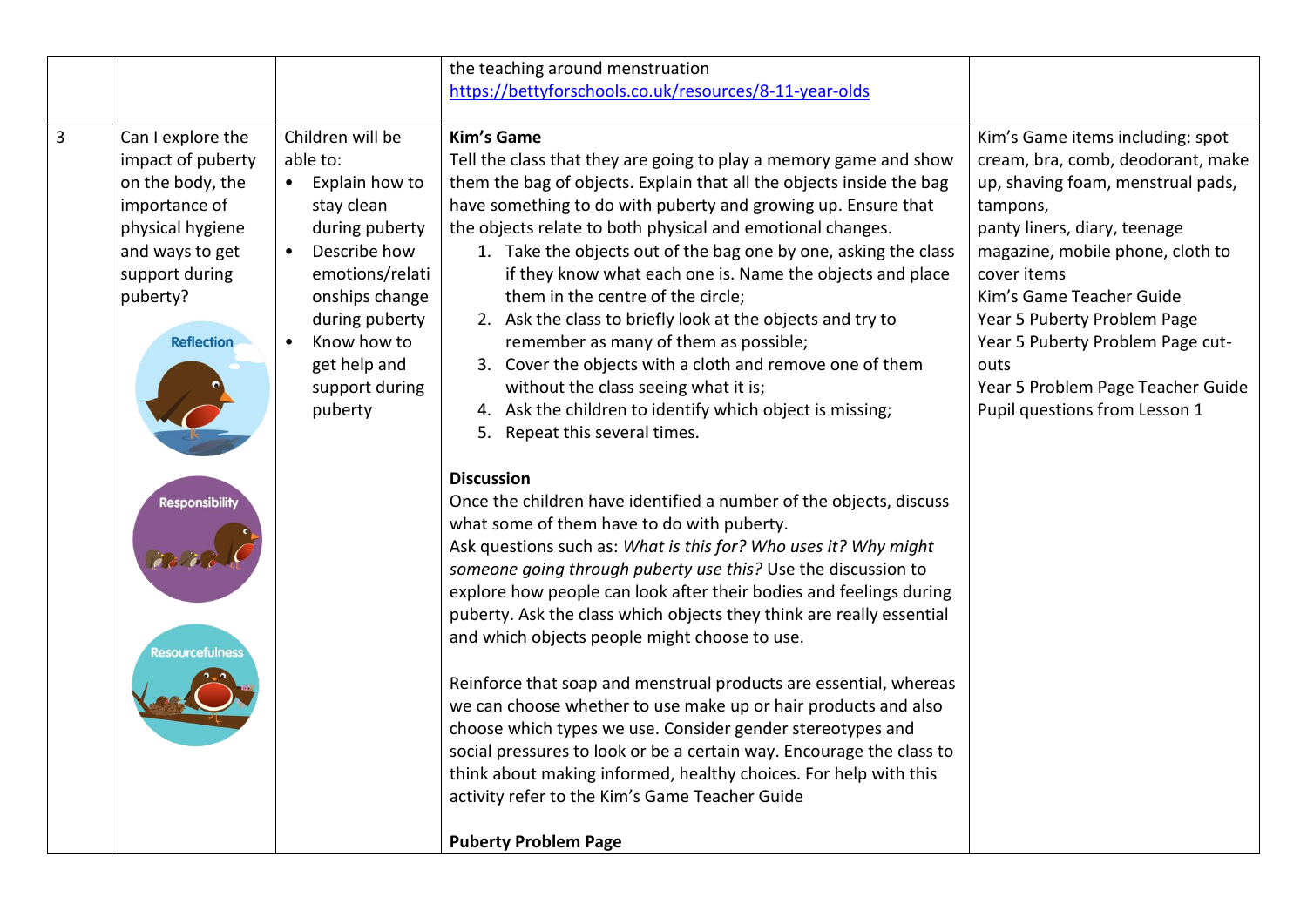| | | | | |
|---|---|---|---|---|
| | | | the teaching around menstruation https://bettyforschools.co.uk/resources/8-11-year-olds | |
| 3 | Can I explore the impact of puberty on the body, the importance of physical hygiene and ways to get support during puberty?<br><br>Reflection<br><br>Responsibility<br><br>Resourcefulness | Children will be able to:<br>• Explain how to stay clean during puberty<br>• Describe how emotions/relationships change during puberty<br>• Know how to get help and support during puberty | **Kim's Game**<br>Tell the class that they are going to play a memory game and show them the bag of objects. Explain that all the objects inside the bag have something to do with puberty and growing up. Ensure that the objects relate to both physical and emotional changes.<br>1. Take the objects out of the bag one by one, asking the class if they know what each one is. Name the objects and place them in the centre of the circle;<br>2. Ask the class to briefly look at the objects and try to remember as many of them as possible;<br>3. Cover the objects with a cloth and remove one of them without the class seeing what it is;<br>4. Ask the children to identify which object is missing;<br>5. Repeat this several times.<br><br>**Discussion**<br>Once the children have identified a number of the objects, discuss what some of them have to do with puberty.<br>Ask questions such as: *What is this for? Who uses it? Why might someone going through puberty use this?* Use the discussion to explore how people can look after their bodies and feelings during puberty. Ask the class which objects they think are really essential and which objects people might choose to use.<br><br>Reinforce that soap and menstrual products are essential, whereas we can choose whether to use make up or hair products and also choose which types we use. Consider gender stereotypes and social pressures to look or be a certain way. Encourage the class to think about making informed, healthy choices. For help with this activity refer to the Kim's Game Teacher Guide<br><br>**Puberty Problem Page** | Kim's Game items including: spot cream, bra, comb, deodorant, make up, shaving foam, menstrual pads, tampons,<br>panty liners, diary, teenage magazine, mobile phone, cloth to cover items<br>Kim's Game Teacher Guide<br>Year 5 Puberty Problem Page<br>Year 5 Puberty Problem Page cut-outs<br>Year 5 Problem Page Teacher Guide<br>Pupil questions from Lesson 1 |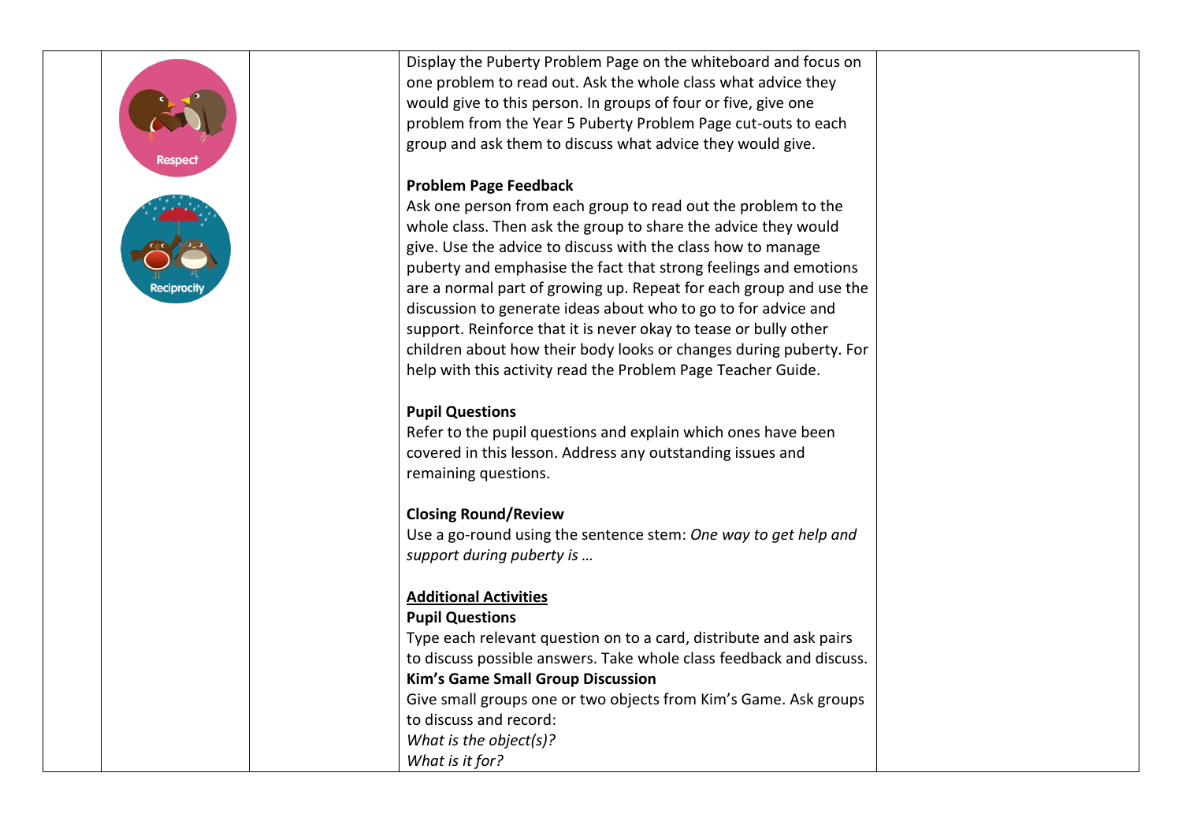| | | | | |
|---|---|---|---|---|
| | Respect<br><br>Reciprocity | | Display the Puberty Problem Page on the whiteboard and focus on one problem to read out. Ask the whole class what advice they would give to this person. In groups of four or five, give one problem from the Year 5 Puberty Problem Page cut-outs to each group and ask them to discuss what advice they would give.<br><br>**Problem Page Feedback**<br>Ask one person from each group to read out the problem to the whole class. Then ask the group to share the advice they would give. Use the advice to discuss with the class how to manage puberty and emphasise the fact that strong feelings and emotions are a normal part of growing up. Repeat for each group and use the discussion to generate ideas about who to go to for advice and support. Reinforce that it is never okay to tease or bully other children about how their body looks or changes during puberty. For help with this activity read the Problem Page Teacher Guide.<br><br>**Pupil Questions**<br>Refer to the pupil questions and explain which ones have been covered in this lesson. Address any outstanding issues and remaining questions.<br><br>**Closing Round/Review**<br>Use a go-round using the sentence stem: *One way to get help and support during puberty is …*<br><br><u>**Additional Activities**</u><br>**Pupil Questions**<br>Type each relevant question on to a card, distribute and ask pairs to discuss possible answers. Take whole class feedback and discuss.<br>**Kim's Game Small Group Discussion**<br>Give small groups one or two objects from Kim's Game. Ask groups to discuss and record:<br>*What is the object(s)?*<br>*What is it for?* | |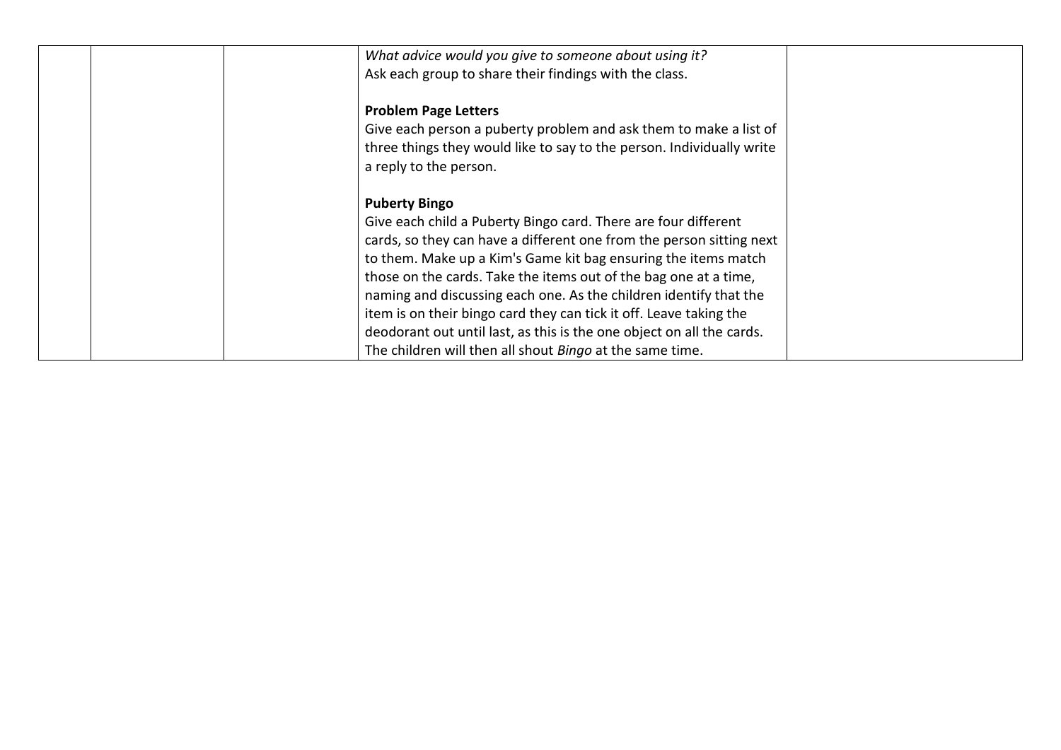| | | | | |
|---|---|---|---|---|
| | | | *What advice would you give to someone about using it?*<br>Ask each group to share their findings with the class.<br><br>**Problem Page Letters**<br>Give each person a puberty problem and ask them to make a list of three things they would like to say to the person. Individually write a reply to the person.<br><br>**Puberty Bingo**<br>Give each child a Puberty Bingo card. There are four different cards, so they can have a different one from the person sitting next to them. Make up a Kim's Game kit bag ensuring the items match those on the cards. Take the items out of the bag one at a time, naming and discussing each one. As the children identify that the item is on their bingo card they can tick it off. Leave taking the deodorant out until last, as this is the one object on all the cards. The children will then all shout *Bingo* at the same time. | |